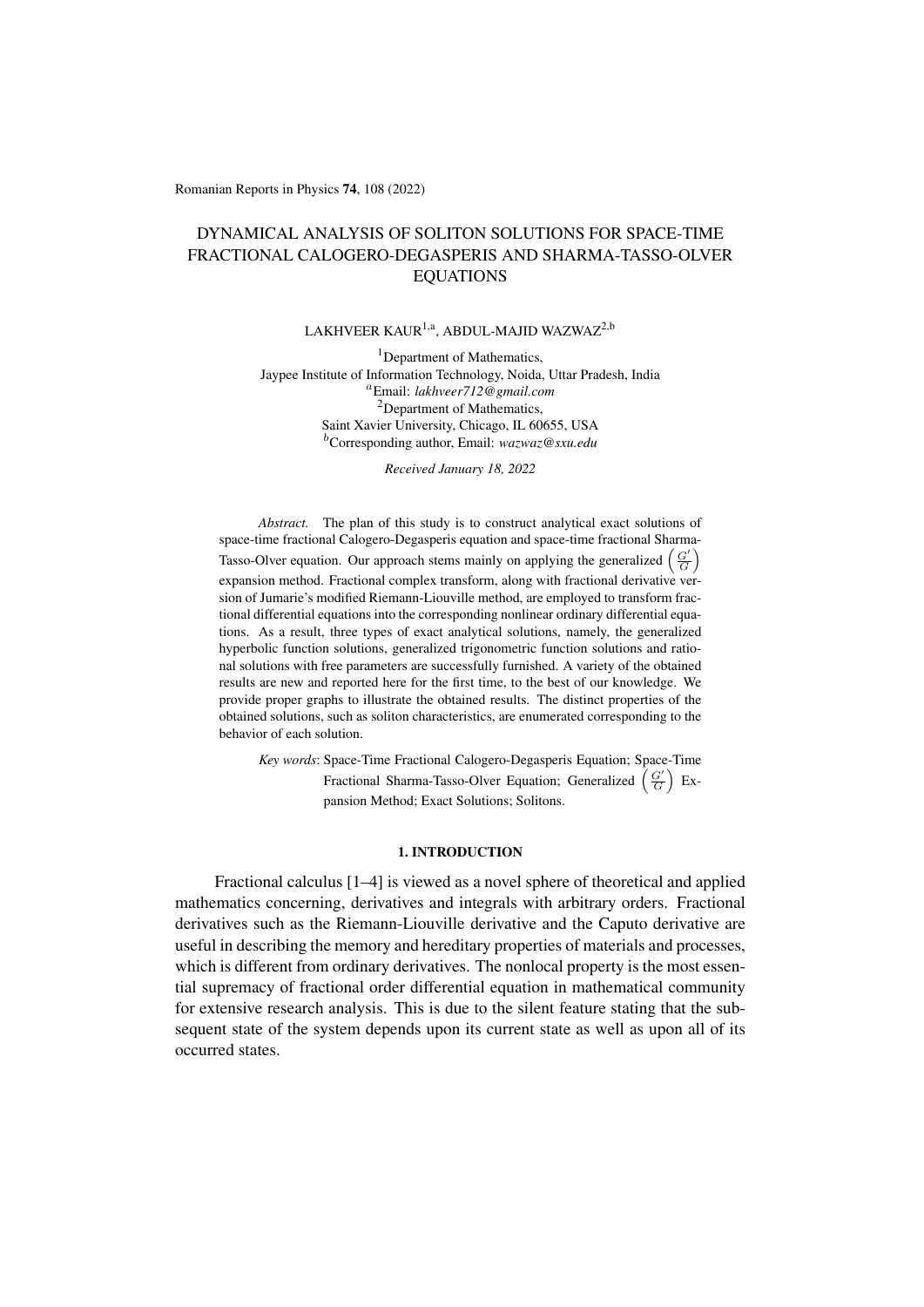Romanian Reports in Physics **74**, 108 (2022)

# DYNAMICAL ANALYSIS OF SOLITON SOLUTIONS FOR SPACE-TIME FRACTIONAL CALOGERO-DEGASPERIS AND SHARMA-TASSO-OLVER EQUATIONS

LAKHVEER KAUR[1,a], ABDUL-MAJID WAZWAZ[2,b]

[1]Department of Mathematics,
Jaypee Institute of Information Technology, Noida, Uttar Pradesh, India
[a]Email: *lakhveer712@gmail.com*
[2]Department of Mathematics,
Saint Xavier University, Chicago, IL 60655, USA
[b]Corresponding author, Email: *wazwaz@sxu.edu*

*Received January 18, 2022*

*Abstract.* The plan of this study is to construct analytical exact solutions of space-time fractional Calogero-Degasperis equation and space-time fractional Sharma-Tasso-Olver equation. Our approach stems mainly on applying the generalized $\left(\frac{G'}{G}\right)$ expansion method. Fractional complex transform, along with fractional derivative version of Jumarie's modified Riemann-Liouville method, are employed to transform fractional differential equations into the corresponding nonlinear ordinary differential equations. As a result, three types of exact analytical solutions, namely, the generalized hyperbolic function solutions, generalized trigonometric function solutions and rational solutions with free parameters are successfully furnished. A variety of the obtained results are new and reported here for the first time, to the best of our knowledge. We provide proper graphs to illustrate the obtained results. The distinct properties of the obtained solutions, such as soliton characteristics, are enumerated corresponding to the behavior of each solution.

*Key words*: Space-Time Fractional Calogero-Degasperis Equation; Space-Time Fractional Sharma-Tasso-Olver Equation; Generalized $\left(\frac{G'}{G}\right)$ Expansion Method; Exact Solutions; Solitons.

## 1. INTRODUCTION

Fractional calculus [1–4] is viewed as a novel sphere of theoretical and applied mathematics concerning, derivatives and integrals with arbitrary orders. Fractional derivatives such as the Riemann-Liouville derivative and the Caputo derivative are useful in describing the memory and hereditary properties of materials and processes, which is different from ordinary derivatives. The nonlocal property is the most essential supremacy of fractional order differential equation in mathematical community for extensive research analysis. This is due to the silent feature stating that the subsequent state of the system depends upon its current state as well as upon all of its occurred states.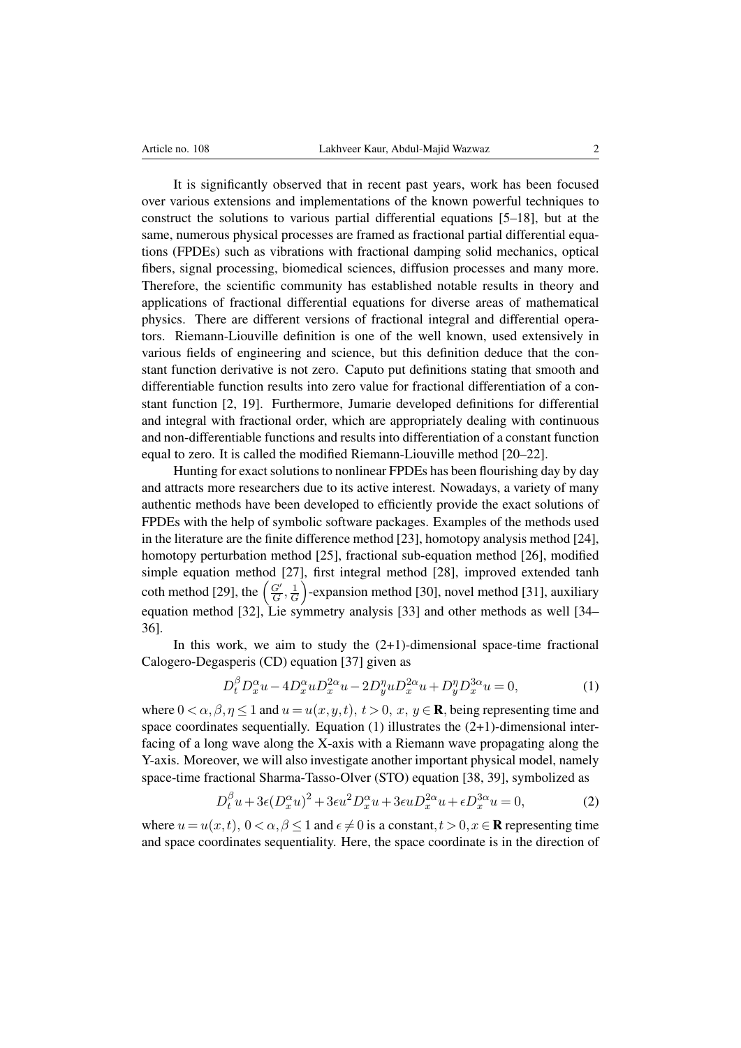It is significantly observed that in recent past years, work has been focused over various extensions and implementations of the known powerful techniques to construct the solutions to various partial differential equations [5–18], but at the same, numerous physical processes are framed as fractional partial differential equations (FPDEs) such as vibrations with fractional damping solid mechanics, optical fibers, signal processing, biomedical sciences, diffusion processes and many more. Therefore, the scientific community has established notable results in theory and applications of fractional differential equations for diverse areas of mathematical physics. There are different versions of fractional integral and differential operators. Riemann-Liouville definition is one of the well known, used extensively in various fields of engineering and science, but this definition deduce that the constant function derivative is not zero. Caputo put definitions stating that smooth and differentiable function results into zero value for fractional differentiation of a constant function [2, 19]. Furthermore, Jumarie developed definitions for differential and integral with fractional order, which are appropriately dealing with continuous and non-differentiable functions and results into differentiation of a constant function equal to zero. It is called the modified Riemann-Liouville method [20–22].

Hunting for exact solutions to nonlinear FPDEs has been flourishing day by day and attracts more researchers due to its active interest. Nowadays, a variety of many authentic methods have been developed to efficiently provide the exact solutions of FPDEs with the help of symbolic software packages. Examples of the methods used in the literature are the finite difference method [23], homotopy analysis method [24], homotopy perturbation method [25], fractional sub-equation method [26], modified simple equation method [27], first integral method [28], improved extended tanh coth method [29], the $\left(\frac{G'}{G}, \frac{1}{G}\right)$-expansion method [30], novel method [31], auxiliary equation method [32], Lie symmetry analysis [33] and other methods as well [34–36].

In this work, we aim to study the (2+1)-dimensional space-time fractional Calogero-Degasperis (CD) equation [37] given as

$$D_t^{\beta} D_x^{\alpha} u - 4 D_x^{\alpha} u D_x^{2\alpha} u - 2 D_y^{\eta} u D_x^{2\alpha} u + D_y^{\eta} D_x^{3\alpha} u = 0, \tag{1}$$

where $0 < \alpha, \beta, \eta \leq 1$ and $u = u(x,y,t)$, $t > 0$, $x$, $y \in \mathbf{R}$, being representing time and space coordinates sequentially. Equation (1) illustrates the (2+1)-dimensional interfacing of a long wave along the X-axis with a Riemann wave propagating along the Y-axis. Moreover, we will also investigate another important physical model, namely space-time fractional Sharma-Tasso-Olver (STO) equation [38, 39], symbolized as

$$D_t^{\beta} u + 3\epsilon (D_x^{\alpha} u)^2 + 3\epsilon u^2 D_x^{\alpha} u + 3\epsilon u D_x^{2\alpha} u + \epsilon D_x^{3\alpha} u = 0, \tag{2}$$

where $u = u(x,t)$, $0 < \alpha, \beta \leq 1$ and $\epsilon \neq 0$ is a constant, $t > 0, x \in \mathbf{R}$ representing time and space coordinates sequentiality. Here, the space coordinate is in the direction of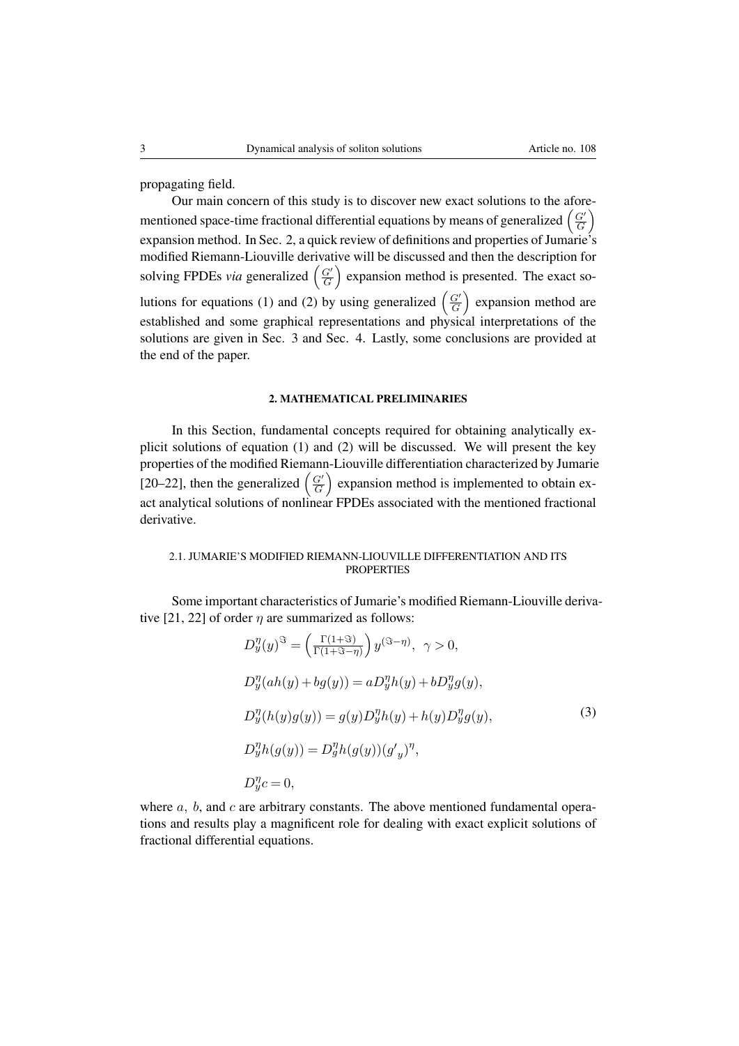propagating field.

Our main concern of this study is to discover new exact solutions to the aforementioned space-time fractional differential equations by means of generalized $\left(\frac{G'}{G}\right)$ expansion method. In Sec. 2, a quick review of definitions and properties of Jumarie's modified Riemann-Liouville derivative will be discussed and then the description for solving FPDEs *via* generalized $\left(\frac{G'}{G}\right)$ expansion method is presented. The exact solutions for equations (1) and (2) by using generalized $\left(\frac{G'}{G}\right)$ expansion method are established and some graphical representations and physical interpretations of the solutions are given in Sec. 3 and Sec. 4. Lastly, some conclusions are provided at the end of the paper.

## 2. MATHEMATICAL PRELIMINARIES

In this Section, fundamental concepts required for obtaining analytically explicit solutions of equation (1) and (2) will be discussed. We will present the key properties of the modified Riemann-Liouville differentiation characterized by Jumarie [20–22], then the generalized $\left(\frac{G'}{G}\right)$ expansion method is implemented to obtain exact analytical solutions of nonlinear FPDEs associated with the mentioned fractional derivative.

### 2.1. JUMARIE'S MODIFIED RIEMANN-LIOUVILLE DIFFERENTIATION AND ITS PROPERTIES

Some important characteristics of Jumarie's modified Riemann-Liouville derivative [21, 22] of order $\eta$ are summarized as follows:

$$
\begin{aligned}
&D_y^{\eta}(y)^{\Im} = \left(\frac{\Gamma(1+\Im)}{\Gamma(1+\Im-\eta)}\right) y^{(\Im-\eta)}, \ \ \gamma > 0, \\
&D_y^{\eta}(ah(y)+bg(y)) = aD_y^{\eta}h(y) + bD_y^{\eta}g(y), \\
&D_y^{\eta}(h(y)g(y)) = g(y)D_y^{\eta}h(y) + h(y)D_y^{\eta}g(y), \\
&D_y^{\eta}h(g(y)) = D_g^{\eta}h(g(y))({g'}_y)^{\eta}, \\
&D_y^{\eta}c = 0,
\end{aligned}
\tag{3}
$$

where $a$, $b$, and $c$ are arbitrary constants. The above mentioned fundamental operations and results play a magnificent role for dealing with exact explicit solutions of fractional differential equations.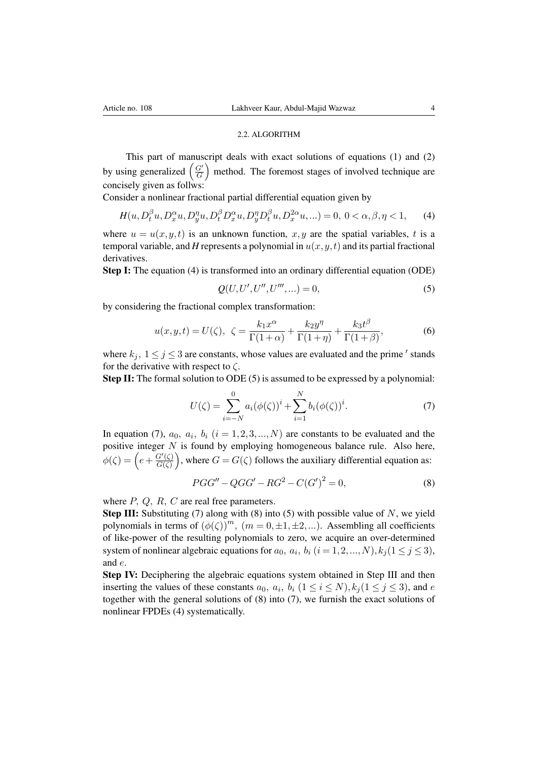### 2.2. ALGORITHM

This part of manuscript deals with exact solutions of equations (1) and (2) by using generalized $\left(\frac{G'}{G}\right)$ method. The foremost stages of involved technique are concisely given as follws:

Consider a nonlinear fractional partial differential equation given by

$$H(u, D_t^{\beta}u, D_x^{\alpha}u, D_y^{\eta}u, D_t^{\beta}D_x^{\alpha}u, D_y^{\eta}D_t^{\beta}u, D_x^{2\alpha}u, ...) = 0,\ 0 < \alpha, \beta, \eta < 1, \tag{4}$$

where $u = u(x,y,t)$ is an unknown function, $x, y$ are the spatial variables, $t$ is a temporal variable, and $H$ represents a polynomial in $u(x,y,t)$ and its partial fractional derivatives.

**Step I:** The equation (4) is transformed into an ordinary differential equation (ODE)

$$Q(U, U', U'', U''', ...) = 0, \tag{5}$$

by considering the fractional complex transformation:

$$u(x,y,t) = U(\zeta),\ \ \zeta = \frac{k_1 x^{\alpha}}{\Gamma(1+\alpha)} + \frac{k_2 y^{\eta}}{\Gamma(1+\eta)} + \frac{k_3 t^{\beta}}{\Gamma(1+\beta)}, \tag{6}$$

where $k_j,\ 1 \leq j \leq 3$ are constants, whose values are evaluated and the prime $'$ stands for the derivative with respect to $\zeta$.

**Step II:** The formal solution to ODE (5) is assumed to be expressed by a polynomial:

$$U(\zeta) = \sum_{i=-N}^{0} a_i(\phi(\zeta))^i + \sum_{i=1}^{N} b_i(\phi(\zeta))^i. \tag{7}$$

In equation (7), $a_0,\ a_i,\ b_i\ (i = 1, 2, 3, ..., N)$ are constants to be evaluated and the positive integer $N$ is found by employing homogeneous balance rule. Also here, $\phi(\zeta) = \left(e + \frac{G'(\zeta)}{G(\zeta)}\right)$, where $G = G(\zeta)$ follows the auxiliary differential equation as:

$$PGG'' - QGG' - RG^2 - C(G')^2 = 0, \tag{8}$$

where $P,\ Q,\ R,\ C$ are real free parameters.

**Step III:** Substituting (7) along with (8) into (5) with possible value of $N$, we yield polynomials in terms of $(\phi(\zeta))^m,\ (m = 0, \pm1, \pm2, ...)$. Assembling all coefficients of like-power of the resulting polynomials to zero, we acquire an over-determined system of nonlinear algebraic equations for $a_0,\ a_i,\ b_i\ (i = 1, 2, ..., N), k_j(1 \leq j \leq 3)$, and $e$.

**Step IV:** Deciphering the algebraic equations system obtained in Step III and then inserting the values of these constants $a_0,\ a_i,\ b_i\ (1 \leq i \leq N), k_j(1 \leq j \leq 3)$, and $e$ together with the general solutions of (8) into (7), we furnish the exact solutions of nonlinear FPDEs (4) systematically.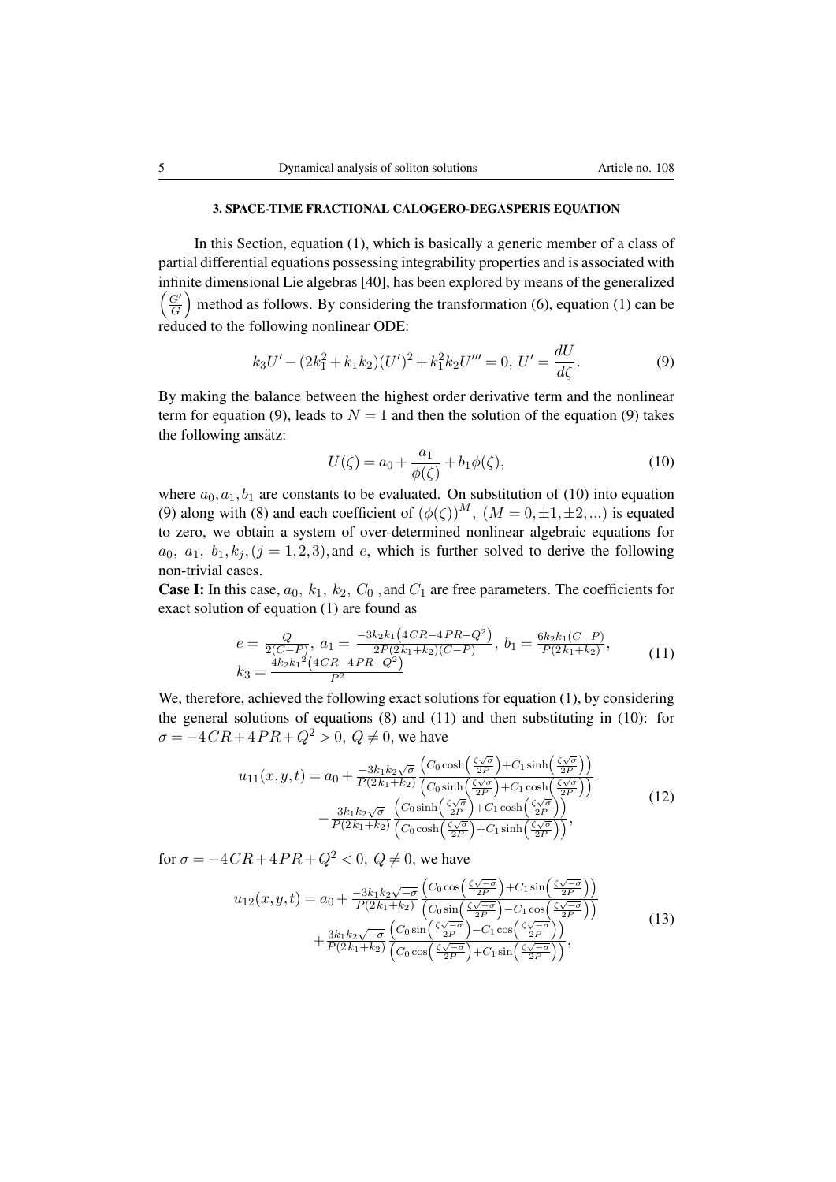### 3. SPACE-TIME FRACTIONAL CALOGERO-DEGASPERIS EQUATION

In this Section, equation (1), which is basically a generic member of a class of partial differential equations possessing integrability properties and is associated with infinite dimensional Lie algebras [40], has been explored by means of the generalized $\left(\frac{G'}{G}\right)$ method as follows. By considering the transformation (6), equation (1) can be reduced to the following nonlinear ODE:

$$k_3U' - (2k_1^2 + k_1k_2)(U')^2 + k_1^2k_2U''' = 0,\ U' = \frac{dU}{d\zeta}. \tag{9}$$

By making the balance between the highest order derivative term and the nonlinear term for equation (9), leads to $N = 1$ and then the solution of the equation (9) takes the following ansätz:

$$U(\zeta) = a_0 + \frac{a_1}{\phi(\zeta)} + b_1\phi(\zeta), \tag{10}$$

where $a_0, a_1, b_1$ are constants to be evaluated. On substitution of (10) into equation (9) along with (8) and each coefficient of $(\phi(\zeta))^M,\ (M = 0, \pm1, \pm2, ...)$ is equated to zero, we obtain a system of over-determined nonlinear algebraic equations for $a_0,\ a_1,\ b_1, k_j, (j = 1,2,3)$, and $e$, which is further solved to derive the following non-trivial cases.

**Case I:** In this case, $a_0,\ k_1,\ k_2,\ C_0$ , and $C_1$ are free parameters. The coefficients for exact solution of equation (1) are found as

$$\begin{aligned} &e = \tfrac{Q}{2(C-P)},\ a_1 = \tfrac{-3k_2k_1\left(4CR-4PR-Q^2\right)}{2P(2k_1+k_2)(C-P)},\ b_1 = \tfrac{6k_2k_1(C-P)}{P(2k_1+k_2)}, \\ &k_3 = \tfrac{4k_2k_1{}^2\left(4CR-4PR-Q^2\right)}{P^2} \end{aligned} \tag{11}$$

We, therefore, achieved the following exact solutions for equation (1), by considering the general solutions of equations (8) and (11) and then substituting in (10): for $\sigma = -4CR + 4PR + Q^2 > 0,\ Q \neq 0$, we have

$$\begin{aligned} u_{11}(x,y,t) = a_0 &+ \tfrac{-3k_1k_2\sqrt{\sigma}}{P(2k_1+k_2)} \tfrac{\left(C_0\cosh\left(\frac{\zeta\sqrt{\sigma}}{2P}\right) + C_1\sinh\left(\frac{\zeta\sqrt{\sigma}}{2P}\right)\right)}{\left(C_0\sinh\left(\frac{\zeta\sqrt{\sigma}}{2P}\right) + C_1\cosh\left(\frac{\zeta\sqrt{\sigma}}{2P}\right)\right)} \\ &- \tfrac{3k_1k_2\sqrt{\sigma}}{P(2k_1+k_2)} \tfrac{\left(C_0\sinh\left(\frac{\zeta\sqrt{\sigma}}{2P}\right) + C_1\cosh\left(\frac{\zeta\sqrt{\sigma}}{2P}\right)\right)}{\left(C_0\cosh\left(\frac{\zeta\sqrt{\sigma}}{2P}\right) + C_1\sinh\left(\frac{\zeta\sqrt{\sigma}}{2P}\right)\right)}, \end{aligned} \tag{12}$$

for $\sigma = -4CR + 4PR + Q^2 < 0,\ Q \neq 0$, we have

$$\begin{aligned} u_{12}(x,y,t) = a_0 &+ \tfrac{-3k_1k_2\sqrt{-\sigma}}{P(2k_1+k_2)} \tfrac{\left(C_0\cos\left(\frac{\zeta\sqrt{-\sigma}}{2P}\right) + C_1\sin\left(\frac{\zeta\sqrt{-\sigma}}{2P}\right)\right)}{\left(C_0\sin\left(\frac{\zeta\sqrt{-\sigma}}{2P}\right) - C_1\cos\left(\frac{\zeta\sqrt{-\sigma}}{2P}\right)\right)} \\ &+ \tfrac{3k_1k_2\sqrt{-\sigma}}{P(2k_1+k_2)} \tfrac{\left(C_0\sin\left(\frac{\zeta\sqrt{-\sigma}}{2P}\right) - C_1\cos\left(\frac{\zeta\sqrt{-\sigma}}{2P}\right)\right)}{\left(C_0\cos\left(\frac{\zeta\sqrt{-\sigma}}{2P}\right) + C_1\sin\left(\frac{\zeta\sqrt{-\sigma}}{2P}\right)\right)}, \end{aligned} \tag{13}$$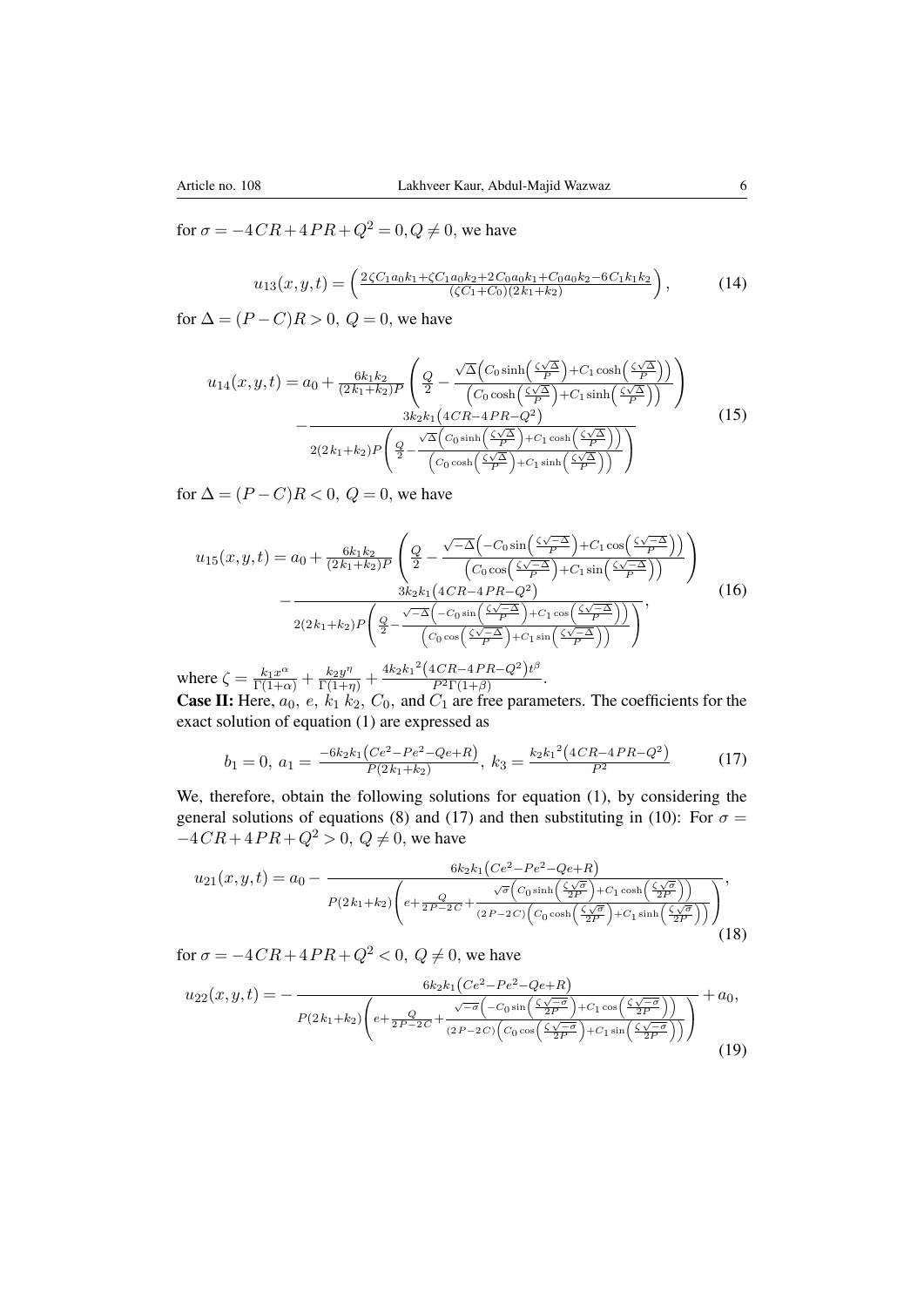for $\sigma=-4CR+4PR+Q^2=0, Q\neq 0$, we have

$$u_{13}(x,y,t)=\left(\frac{2\zeta C_1a_0k_1+\zeta C_1a_0k_2+2C_0a_0k_1+C_0a_0k_2-6C_1k_1k_2}{(\zeta C_1+C_0)(2k_1+k_2)}\right), \tag{14}$$

for $\Delta=(P-C)R>0,\ Q=0$, we have

$$\begin{aligned}u_{14}(x,y,t)=&\,a_0+\frac{6k_1k_2}{(2k_1+k_2)P}\left(\frac{Q}{2}-\frac{\sqrt{\Delta}\left(C_0\sinh\left(\frac{\zeta\sqrt{\Delta}}{P}\right)+C_1\cosh\left(\frac{\zeta\sqrt{\Delta}}{P}\right)\right)}{\left(C_0\cosh\left(\frac{\zeta\sqrt{\Delta}}{P}\right)+C_1\sinh\left(\frac{\zeta\sqrt{\Delta}}{P}\right)\right)}\right)\\&-\frac{3k_2k_1\left(4CR-4PR-Q^2\right)}{2(2k_1+k_2)P\left(\frac{Q}{2}-\frac{\sqrt{\Delta}\left(C_0\sinh\left(\frac{\zeta\sqrt{\Delta}}{P}\right)+C_1\cosh\left(\frac{\zeta\sqrt{\Delta}}{P}\right)\right)}{\left(C_0\cosh\left(\frac{\zeta\sqrt{\Delta}}{P}\right)+C_1\sinh\left(\frac{\zeta\sqrt{\Delta}}{P}\right)\right)}\right)}\end{aligned} \tag{15}$$

for $\Delta=(P-C)R<0,\ Q=0$, we have

$$\begin{aligned}u_{15}(x,y,t)=&\,a_0+\frac{6k_1k_2}{(2k_1+k_2)P}\left(\frac{Q}{2}-\frac{\sqrt{-\Delta}\left(-C_0\sin\left(\frac{\zeta\sqrt{-\Delta}}{P}\right)+C_1\cos\left(\frac{\zeta\sqrt{-\Delta}}{P}\right)\right)}{\left(C_0\cos\left(\frac{\zeta\sqrt{-\Delta}}{P}\right)+C_1\sin\left(\frac{\zeta\sqrt{-\Delta}}{P}\right)\right)}\right)\\&-\frac{3k_2k_1\left(4CR-4PR-Q^2\right)}{2(2k_1+k_2)P\left(\frac{Q}{2}-\frac{\sqrt{-\Delta}\left(-C_0\sin\left(\frac{\zeta\sqrt{-\Delta}}{P}\right)+C_1\cos\left(\frac{\zeta\sqrt{-\Delta}}{P}\right)\right)}{\left(C_0\cos\left(\frac{\zeta\sqrt{-\Delta}}{P}\right)+C_1\sin\left(\frac{\zeta\sqrt{-\Delta}}{P}\right)\right)}\right)},\end{aligned} \tag{16}$$

where $\zeta=\frac{k_1x^\alpha}{\Gamma(1+\alpha)}+\frac{k_2y^\eta}{\Gamma(1+\eta)}+\frac{4k_2{k_1}^2\left(4CR-4PR-Q^2\right)t^\beta}{P^2\Gamma(1+\beta)}$.

**Case II:** Here, $a_0$, $e$, $k_1$ $k_2$, $C_0$, and $C_1$ are free parameters. The coefficients for the exact solution of equation (1) are expressed as

$$b_1=0,\ a_1=\frac{-6k_2k_1\left(Ce^2-Pe^2-Qe+R\right)}{P(2k_1+k_2)},\ k_3=\frac{k_2{k_1}^2\left(4CR-4PR-Q^2\right)}{P^2} \tag{17}$$

We, therefore, obtain the following solutions for equation (1), by considering the general solutions of equations (8) and (17) and then substituting in (10): For $\sigma=-4CR+4PR+Q^2>0,\ Q\neq 0$, we have

$$u_{21}(x,y,t)=a_0-\frac{6k_2k_1\left(Ce^2-Pe^2-Qe+R\right)}{P(2k_1+k_2)\left(e+\frac{Q}{2P-2C}+\frac{\sqrt{\sigma}\left(C_0\sinh\left(\frac{\zeta\sqrt{\sigma}}{2P}\right)+C_1\cosh\left(\frac{\zeta\sqrt{\sigma}}{2P}\right)\right)}{(2P-2C)\left(C_0\cosh\left(\frac{\zeta\sqrt{\sigma}}{2P}\right)+C_1\sinh\left(\frac{\zeta\sqrt{\sigma}}{2P}\right)\right)}\right)}, \tag{18}$$

for $\sigma=-4CR+4PR+Q^2<0,\ Q\neq 0$, we have

$$u_{22}(x,y,t)=-\frac{6k_2k_1\left(Ce^2-Pe^2-Qe+R\right)}{P(2k_1+k_2)\left(e+\frac{Q}{2P-2C}+\frac{\sqrt{-\sigma}\left(-C_0\sin\left(\frac{\zeta\sqrt{-\sigma}}{2P}\right)+C_1\cos\left(\frac{\zeta\sqrt{-\sigma}}{2P}\right)\right)}{(2P-2C)\left(C_0\cos\left(\frac{\zeta\sqrt{-\sigma}}{2P}\right)+C_1\sin\left(\frac{\zeta\sqrt{-\sigma}}{2P}\right)\right)}\right)}+a_0, \tag{19}$$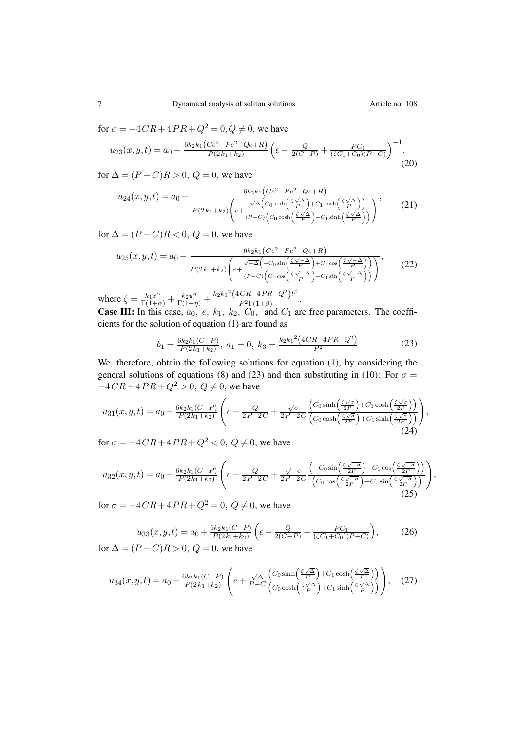for $\sigma = -4CR + 4PR + Q^2 = 0, Q \neq 0$, we have

$$u_{23}(x,y,t) = a_0 - \frac{6k_2k_1\left(Ce^2 - Pe^2 - Qe + R\right)}{P(2k_1 + k_2)}\left(e - \frac{Q}{2(C-P)} + \frac{PC_1}{(\zeta C_1 + C_0)(P-C)}\right)^{-1}, \tag{20}$$

for $\Delta = (P-C)R > 0,\ Q = 0$, we have

$$u_{24}(x,y,t) = a_0 - \frac{6k_2k_1\left(Ce^2 - Pe^2 - Qe + R\right)}{P(2k_1 + k_2)\left(e + \frac{\sqrt{\Delta}\left(C_0 \sinh\left(\frac{\zeta\sqrt{\Delta}}{P}\right) + C_1 \cosh\left(\frac{\zeta\sqrt{\Delta}}{P}\right)\right)}{(P-C)\left(C_0 \cosh\left(\frac{\zeta\sqrt{\Delta}}{P}\right) + C_1 \sinh\left(\frac{\zeta\sqrt{\Delta}}{P}\right)\right)}\right)}, \tag{21}$$

for $\Delta = (P-C)R < 0,\ Q = 0$, we have

$$u_{25}(x,y,t) = a_0 - \frac{6k_2k_1\left(Ce^2 - Pe^2 - Qe + R\right)}{P(2k_1 + k_2)\left(e + \frac{\sqrt{-\Delta}\left(-C_0 \sin\left(\frac{\zeta\sqrt{-\Delta}}{P}\right) + C_1 \cos\left(\frac{\zeta\sqrt{-\Delta}}{P}\right)\right)}{(P-C)\left(C_0 \cos\left(\frac{\zeta\sqrt{-\Delta}}{P}\right) + C_1 \sin\left(\frac{\zeta\sqrt{-\Delta}}{P}\right)\right)}\right)}, \tag{22}$$

where $\zeta = \frac{k_1 x^\alpha}{\Gamma(1+\alpha)} + \frac{k_2 y^\eta}{\Gamma(1+\eta)} + \frac{k_2 {k_1}^2\left(4CR - 4PR - Q^2\right)t^\beta}{P^2\Gamma(1+\beta)}$.

**Case III:** In this case, $a_0,\ e,\ k_1,\ k_2,\ C_0,$ and $C_1$ are free parameters. The coefficients for the solution of equation (1) are found as

$$b_1 = \frac{6k_2k_1(C-P)}{P(2k_1 + k_2)},\ a_1 = 0,\ k_3 = \frac{k_2 {k_1}^2\left(4CR - 4PR - Q^2\right)}{P^2} \tag{23}$$

We, therefore, obtain the following solutions for equation (1), by considering the general solutions of equations (8) and (23) and then substituting in (10): For $\sigma = -4CR + 4PR + Q^2 > 0,\ Q \neq 0$, we have

$$u_{31}(x,y,t) = a_0 + \frac{6k_2k_1(C-P)}{P(2k_1 + k_2)}\left(e + \frac{Q}{2P - 2C} + \frac{\sqrt{\sigma}}{2P - 2C}\frac{\left(C_0 \sinh\left(\frac{\zeta\sqrt{\sigma}}{2P}\right) + C_1 \cosh\left(\frac{\zeta\sqrt{\sigma}}{2P}\right)\right)}{\left(C_0 \cosh\left(\frac{\zeta\sqrt{\sigma}}{2P}\right) + C_1 \sinh\left(\frac{\zeta\sqrt{\sigma}}{2P}\right)\right)}\right), \tag{24}$$

for $\sigma = -4CR + 4PR + Q^2 < 0,\ Q \neq 0$, we have

$$u_{32}(x,y,t) = a_0 + \frac{6k_2k_1(C-P)}{P(2k_1 + k_2)}\left(e + \frac{Q}{2P - 2C} + \frac{\sqrt{-\sigma}}{2P - 2C}\frac{\left(-C_0 \sin\left(\frac{\zeta\sqrt{-\sigma}}{2P}\right) + C_1 \cos\left(\frac{\zeta\sqrt{-\sigma}}{2P}\right)\right)}{\left(C_0 \cos\left(\frac{\zeta\sqrt{-\sigma}}{2P}\right) + C_1 \sin\left(\frac{\zeta\sqrt{-\sigma}}{2P}\right)\right)}\right), \tag{25}$$

for $\sigma = -4CR + 4PR + Q^2 = 0,\ Q \neq 0$, we have

$$u_{33}(x,y,t) = a_0 + \frac{6k_2k_1(C-P)}{P(2k_1 + k_2)}\left(e - \frac{Q}{2(C-P)} + \frac{PC_1}{(\zeta C_1 + C_0)(P-C)}\right), \tag{26}$$

for $\Delta = (P-C)R > 0,\ Q = 0$, we have

$$u_{34}(x,y,t) = a_0 + \frac{6k_2k_1(C-P)}{P(2k_1 + k_2)}\left(e + \frac{\sqrt{\Delta}}{P-C}\frac{\left(C_0 \sinh\left(\frac{\zeta\sqrt{\Delta}}{P}\right) + C_1 \cosh\left(\frac{\zeta\sqrt{\Delta}}{P}\right)\right)}{\left(C_0 \cosh\left(\frac{\zeta\sqrt{\Delta}}{P}\right) + C_1 \sinh\left(\frac{\zeta\sqrt{\Delta}}{P}\right)\right)}\right), \tag{27}$$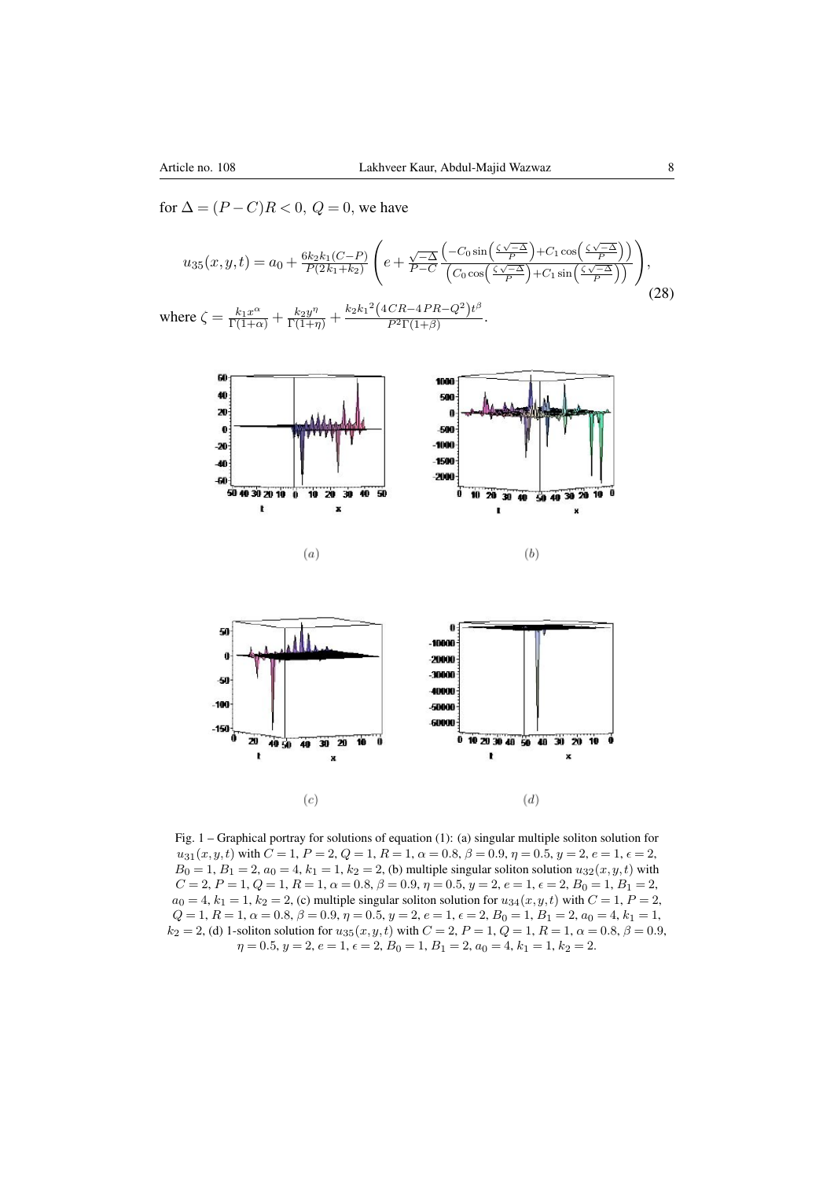for $\Delta = (P-C)R < 0,\ Q = 0$, we have

$$u_{35}(x,y,t) = a_0 + \frac{6k_2k_1(C-P)}{P(2k_1+k_2)}\left(e + \frac{\sqrt{-\Delta}}{P-C}\frac{\left(-C_0\sin\left(\frac{\zeta\sqrt{-\Delta}}{P}\right)+C_1\cos\left(\frac{\zeta\sqrt{-\Delta}}{P}\right)\right)}{\left(C_0\cos\left(\frac{\zeta\sqrt{-\Delta}}{P}\right)+C_1\sin\left(\frac{\zeta\sqrt{-\Delta}}{P}\right)\right)}\right), \tag{28}$$

where $\zeta = \frac{k_1x^\alpha}{\Gamma(1+\alpha)} + \frac{k_2y^\eta}{\Gamma(1+\eta)} + \frac{k_2{k_1}^2\left(4CR-4PR-Q^2\right)t^\beta}{P^2\Gamma(1+\beta)}$.

Fig. 1 – Graphical portray for solutions of equation (1): (a) singular multiple soliton solution for $u_{31}(x,y,t)$ with $C=1$, $P=2$, $Q=1$, $R=1$, $\alpha=0.8$, $\beta=0.9$, $\eta=0.5$, $y=2$, $e=1$, $\epsilon=2$, $B_0=1$, $B_1=2$, $a_0=4$, $k_1=1$, $k_2=2$, (b) multiple singular soliton solution $u_{32}(x,y,t)$ with $C=2$, $P=1$, $Q=1$, $R=1$, $\alpha=0.8$, $\beta=0.9$, $\eta=0.5$, $y=2$, $e=1$, $\epsilon=2$, $B_0=1$, $B_1=2$, $a_0=4$, $k_1=1$, $k_2=2$, (c) multiple singular soliton solution for $u_{34}(x,y,t)$ with $C=1$, $P=2$, $Q=1$, $R=1$, $\alpha=0.8$, $\beta=0.9$, $\eta=0.5$, $y=2$, $e=1$, $\epsilon=2$, $B_0=1$, $B_1=2$, $a_0=4$, $k_1=1$, $k_2=2$, (d) 1-soliton solution for $u_{35}(x,y,t)$ with $C=2$, $P=1$, $Q=1$, $R=1$, $\alpha=0.8$, $\beta=0.9$, $\eta=0.5$, $y=2$, $e=1$, $\epsilon=2$, $B_0=1$, $B_1=2$, $a_0=4$, $k_1=1$, $k_2=2$.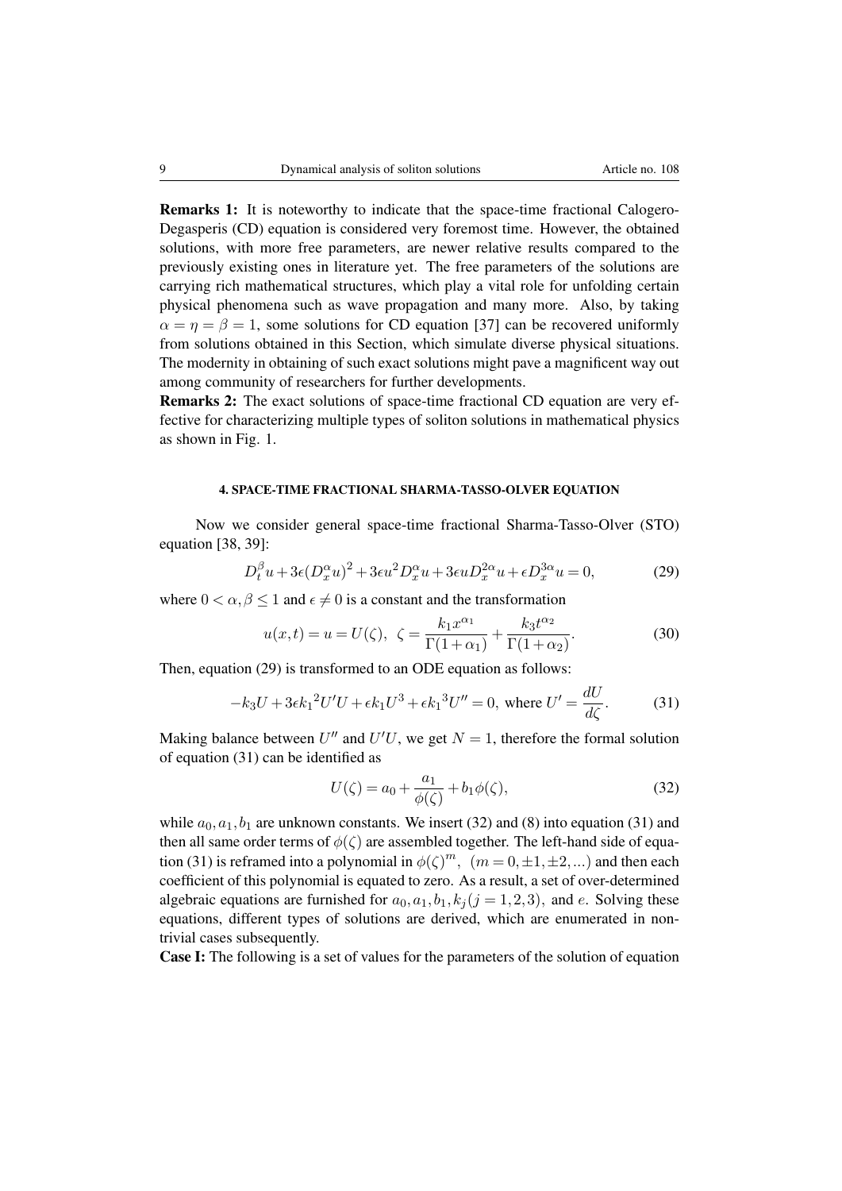**Remarks 1:** It is noteworthy to indicate that the space-time fractional Calogero-Degasperis (CD) equation is considered very foremost time. However, the obtained solutions, with more free parameters, are newer relative results compared to the previously existing ones in literature yet. The free parameters of the solutions are carrying rich mathematical structures, which play a vital role for unfolding certain physical phenomena such as wave propagation and many more. Also, by taking $\alpha = \eta = \beta = 1$, some solutions for CD equation [37] can be recovered uniformly from solutions obtained in this Section, which simulate diverse physical situations. The modernity in obtaining of such exact solutions might pave a magnificent way out among community of researchers for further developments.

**Remarks 2:** The exact solutions of space-time fractional CD equation are very effective for characterizing multiple types of soliton solutions in mathematical physics as shown in Fig. 1.

## 4. SPACE-TIME FRACTIONAL SHARMA-TASSO-OLVER EQUATION

Now we consider general space-time fractional Sharma-Tasso-Olver (STO) equation [38, 39]:

$$D_t^{\beta} u + 3\epsilon (D_x^{\alpha} u)^2 + 3\epsilon u^2 D_x^{\alpha} u + 3\epsilon u D_x^{2\alpha} u + \epsilon D_x^{3\alpha} u = 0, \tag{29}$$

where $0 < \alpha, \beta \leq 1$ and $\epsilon \neq 0$ is a constant and the transformation

$$u(x,t) = u = U(\zeta), \ \ \zeta = \frac{k_1 x^{\alpha_1}}{\Gamma(1+\alpha_1)} + \frac{k_3 t^{\alpha_2}}{\Gamma(1+\alpha_2)}. \tag{30}$$

Then, equation (29) is transformed to an ODE equation as follows:

$$-k_3 U + 3\epsilon {k_1}^2 U' U + \epsilon k_1 U^3 + \epsilon {k_1}^3 U'' = 0, \text{ where } U' = \frac{dU}{d\zeta}. \tag{31}$$

Making balance between $U''$ and $U'U$, we get $N = 1$, therefore the formal solution of equation (31) can be identified as

$$U(\zeta) = a_0 + \frac{a_1}{\phi(\zeta)} + b_1 \phi(\zeta), \tag{32}$$

while $a_0, a_1, b_1$ are unknown constants. We insert (32) and (8) into equation (31) and then all same order terms of $\phi(\zeta)$ are assembled together. The left-hand side of equation (31) is reframed into a polynomial in $\phi(\zeta)^m$, $(m = 0, \pm 1, \pm 2, ...)$ and then each coefficient of this polynomial is equated to zero. As a result, a set of over-determined algebraic equations are furnished for $a_0, a_1, b_1, k_j (j = 1, 2, 3)$, and $e$. Solving these equations, different types of solutions are derived, which are enumerated in non-trivial cases subsequently.

**Case I:** The following is a set of values for the parameters of the solution of equation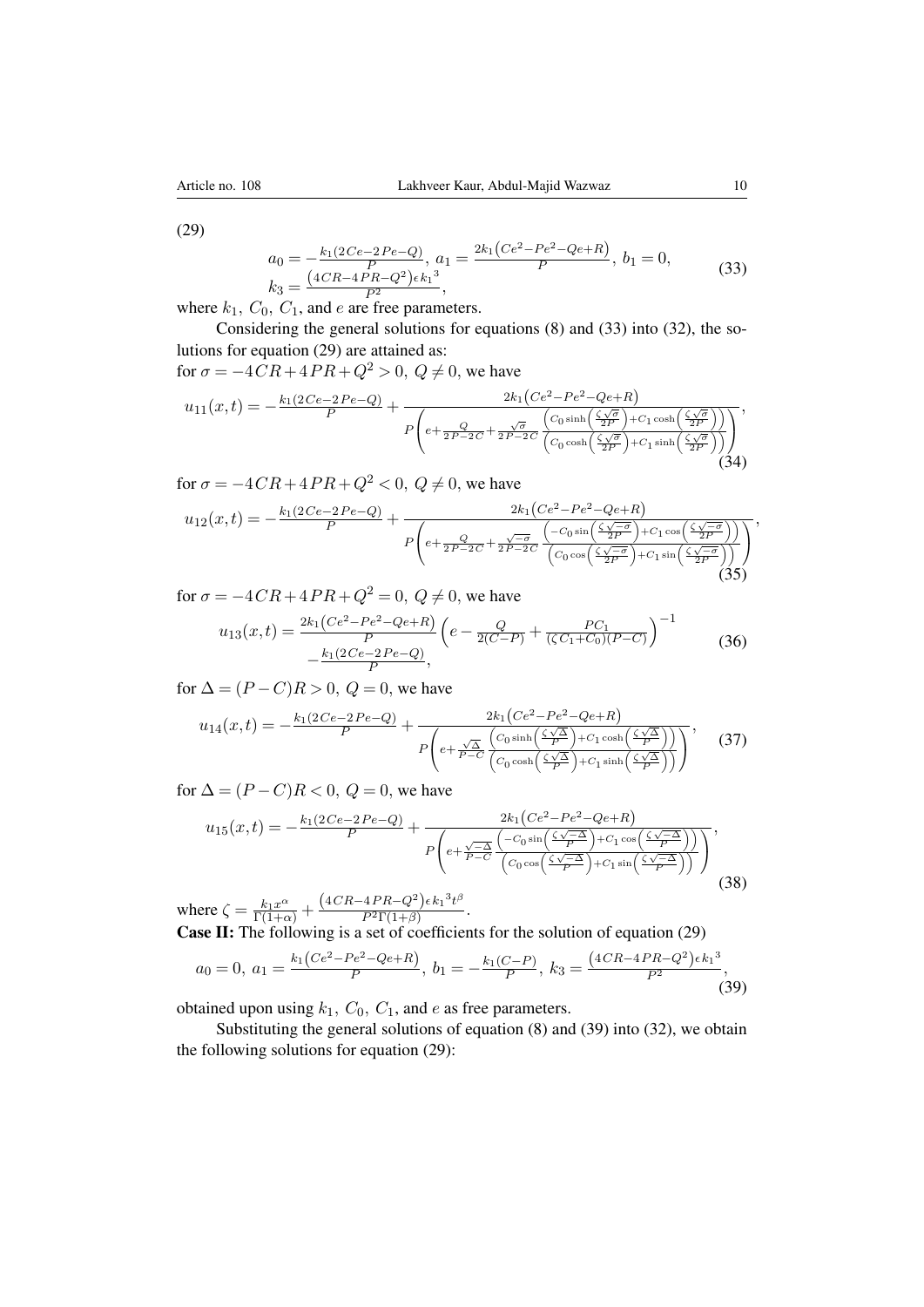(29)

$$
\begin{aligned}
&a_0 = -\frac{k_1(2Ce-2Pe-Q)}{P},\ a_1 = \frac{2k_1\left(Ce^2-Pe^2-Qe+R\right)}{P},\ b_1 = 0, \\
&k_3 = \frac{\left(4CR-4PR-Q^2\right)\epsilon k_1{}^3}{P^2},
\end{aligned}
\tag{33}
$$

where $k_1$, $C_0$, $C_1$, and $e$ are free parameters.

Considering the general solutions for equations (8) and (33) into (32), the solutions for equation (29) are attained as:

for $\sigma = -4CR+4PR+Q^2 > 0,\ Q \neq 0$, we have

$$
u_{11}(x,t) = -\frac{k_1(2Ce-2Pe-Q)}{P} + \frac{2k_1\left(Ce^2-Pe^2-Qe+R\right)}{P\left(e+\frac{Q}{2P-2C}+\frac{\sqrt{\sigma}}{2P-2C}\frac{\left(C_0\sinh\left(\frac{\zeta\sqrt{\sigma}}{2P}\right)+C_1\cosh\left(\frac{\zeta\sqrt{\sigma}}{2P}\right)\right)}{\left(C_0\cosh\left(\frac{\zeta\sqrt{\sigma}}{2P}\right)+C_1\sinh\left(\frac{\zeta\sqrt{\sigma}}{2P}\right)\right)}\right)},
\tag{34}
$$

for $\sigma = -4CR+4PR+Q^2 < 0,\ Q \neq 0$, we have

$$
u_{12}(x,t) = -\frac{k_1(2Ce-2Pe-Q)}{P} + \frac{2k_1\left(Ce^2-Pe^2-Qe+R\right)}{P\left(e+\frac{Q}{2P-2C}+\frac{\sqrt{-\sigma}}{2P-2C}\frac{\left(-C_0\sin\left(\frac{\zeta\sqrt{-\sigma}}{2P}\right)+C_1\cos\left(\frac{\zeta\sqrt{-\sigma}}{2P}\right)\right)}{\left(C_0\cos\left(\frac{\zeta\sqrt{-\sigma}}{2P}\right)+C_1\sin\left(\frac{\zeta\sqrt{-\sigma}}{2P}\right)\right)}\right)},
\tag{35}
$$

for $\sigma = -4CR+4PR+Q^2 = 0,\ Q \neq 0$, we have

$$
\begin{aligned}
u_{13}(x,t) = &\frac{2k_1\left(Ce^2-Pe^2-Qe+R\right)}{P}\left(e-\frac{Q}{2(C-P)}+\frac{PC_1}{(\zeta C_1+C_0)(P-C)}\right)^{-1} \\
&-\frac{k_1(2Ce-2Pe-Q)}{P},
\end{aligned}
\tag{36}
$$

for $\Delta = (P-C)R > 0,\ Q = 0$, we have

$$
u_{14}(x,t) = -\frac{k_1(2Ce-2Pe-Q)}{P} + \frac{2k_1\left(Ce^2-Pe^2-Qe+R\right)}{P\left(e+\frac{\sqrt{\Delta}}{P-C}\frac{\left(C_0\sinh\left(\frac{\zeta\sqrt{\Delta}}{P}\right)+C_1\cosh\left(\frac{\zeta\sqrt{\Delta}}{P}\right)\right)}{\left(C_0\cosh\left(\frac{\zeta\sqrt{\Delta}}{P}\right)+C_1\sinh\left(\frac{\zeta\sqrt{\Delta}}{P}\right)\right)}\right)},
\tag{37}
$$

for $\Delta = (P-C)R < 0,\ Q = 0$, we have

$$
u_{15}(x,t) = -\frac{k_1(2Ce-2Pe-Q)}{P} + \frac{2k_1\left(Ce^2-Pe^2-Qe+R\right)}{P\left(e+\frac{\sqrt{-\Delta}}{P-C}\frac{\left(-C_0\sin\left(\frac{\zeta\sqrt{-\Delta}}{P}\right)+C_1\cos\left(\frac{\zeta\sqrt{-\Delta}}{P}\right)\right)}{\left(C_0\cos\left(\frac{\zeta\sqrt{-\Delta}}{P}\right)+C_1\sin\left(\frac{\zeta\sqrt{-\Delta}}{P}\right)\right)}\right)},
\tag{38}
$$

where $\zeta = \frac{k_1 x^\alpha}{\Gamma(1+\alpha)} + \frac{\left(4CR-4PR-Q^2\right)\epsilon k_1{}^3 t^\beta}{P^2\Gamma(1+\beta)}$.

**Case II:** The following is a set of coefficients for the solution of equation (29)

$$
a_0 = 0,\ a_1 = \frac{k_1\left(Ce^2-Pe^2-Qe+R\right)}{P},\ b_1 = -\frac{k_1(C-P)}{P},\ k_3 = \frac{\left(4CR-4PR-Q^2\right)\epsilon k_1{}^3}{P^2},
\tag{39}
$$

obtained upon using $k_1$, $C_0$, $C_1$, and $e$ as free parameters.

Substituting the general solutions of equation (8) and (39) into (32), we obtain the following solutions for equation (29):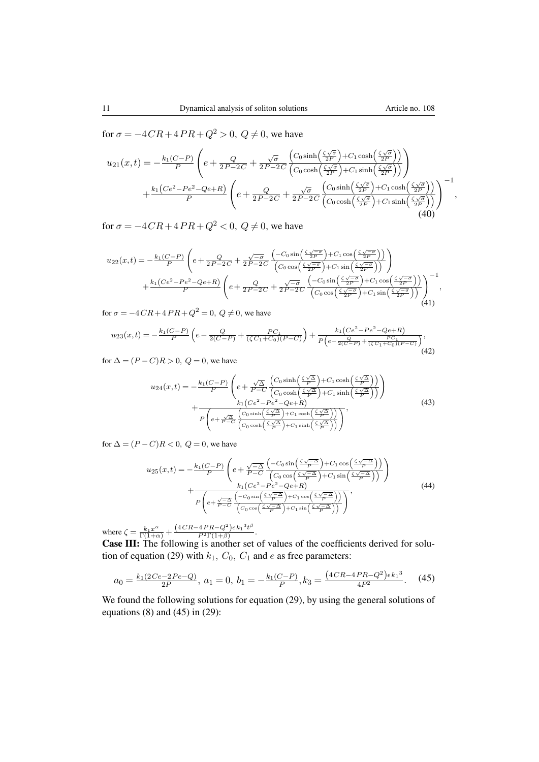for $\sigma = -4CR + 4PR + Q^2 > 0,\ Q \neq 0$, we have

$$u_{21}(x,t) = -\frac{k_1(C-P)}{P}\left(e + \frac{Q}{2P-2C} + \frac{\sqrt{\sigma}}{2P-2C}\frac{\left(C_0\sinh\left(\frac{\zeta\sqrt{\sigma}}{2P}\right)+C_1\cosh\left(\frac{\zeta\sqrt{\sigma}}{2P}\right)\right)}{\left(C_0\cosh\left(\frac{\zeta\sqrt{\sigma}}{2P}\right)+C_1\sinh\left(\frac{\zeta\sqrt{\sigma}}{2P}\right)\right)}\right) + \frac{k_1\left(Ce^2-Pe^2-Qe+R\right)}{P}\left(e + \frac{Q}{2P-2C} + \frac{\sqrt{\sigma}}{2P-2C}\frac{\left(C_0\sinh\left(\frac{\zeta\sqrt{\sigma}}{2P}\right)+C_1\cosh\left(\frac{\zeta\sqrt{\sigma}}{2P}\right)\right)}{\left(C_0\cosh\left(\frac{\zeta\sqrt{\sigma}}{2P}\right)+C_1\sinh\left(\frac{\zeta\sqrt{\sigma}}{2P}\right)\right)}\right)^{-1}, \tag{40}$$

for $\sigma = -4CR + 4PR + Q^2 < 0,\ Q \neq 0$, we have

$$u_{22}(x,t) = -\frac{k_1(C-P)}{P}\left(e + \frac{Q}{2P-2C} + \frac{\sqrt{-\sigma}}{2P-2C}\frac{\left(-C_0\sin\left(\frac{\zeta\sqrt{-\sigma}}{2P}\right)+C_1\cos\left(\frac{\zeta\sqrt{-\sigma}}{2P}\right)\right)}{\left(C_0\cos\left(\frac{\zeta\sqrt{-\sigma}}{2P}\right)+C_1\sin\left(\frac{\zeta\sqrt{-\sigma}}{2P}\right)\right)}\right) + \frac{k_1\left(Ce^2-Pe^2-Qe+R\right)}{P}\left(e + \frac{Q}{2P-2C} + \frac{\sqrt{-\sigma}}{2P-2C}\frac{\left(-C_0\sin\left(\frac{\zeta\sqrt{-\sigma}}{2P}\right)+C_1\cos\left(\frac{\zeta\sqrt{-\sigma}}{2P}\right)\right)}{\left(C_0\cos\left(\frac{\zeta\sqrt{-\sigma}}{2P}\right)+C_1\sin\left(\frac{\zeta\sqrt{-\sigma}}{2P}\right)\right)}\right)^{-1}, \tag{41}$$

for $\sigma = -4CR + 4PR + Q^2 = 0,\ Q \neq 0$, we have

$$u_{23}(x,t) = -\frac{k_1(C-P)}{P}\left(e - \frac{Q}{2(C-P)} + \frac{PC_1}{(\zeta C_1 + C_0)(P-C)}\right) + \frac{k_1\left(Ce^2-Pe^2-Qe+R\right)}{P\left(e - \frac{Q}{2(C-P)} + \frac{PC_1}{(\zeta C_1+C_0)(P-C)}\right)}, \tag{42}$$

for $\Delta = (P-C)R > 0,\ Q = 0$, we have

$$\begin{aligned} u_{24}(x,t) = &-\frac{k_1(C-P)}{P}\left(e + \frac{\sqrt{\Delta}}{P-C}\frac{\left(C_0\sinh\left(\frac{\zeta\sqrt{\Delta}}{P}\right)+C_1\cosh\left(\frac{\zeta\sqrt{\Delta}}{P}\right)\right)}{\left(C_0\cosh\left(\frac{\zeta\sqrt{\Delta}}{P}\right)+C_1\sinh\left(\frac{\zeta\sqrt{\Delta}}{P}\right)\right)}\right) \\ &+ \frac{k_1\left(Ce^2-Pe^2-Qe+R\right)}{P\left(e + \frac{\sqrt{\Delta}}{P-C}\frac{\left(C_0\sinh\left(\frac{\zeta\sqrt{\Delta}}{P}\right)+C_1\cosh\left(\frac{\zeta\sqrt{\Delta}}{P}\right)\right)}{\left(C_0\cosh\left(\frac{\zeta\sqrt{\Delta}}{P}\right)+C_1\sinh\left(\frac{\zeta\sqrt{\Delta}}{P}\right)\right)}\right)}, \end{aligned} \tag{43}$$

for $\Delta = (P-C)R < 0,\ Q = 0$, we have

$$\begin{aligned} u_{25}(x,t) = &-\frac{k_1(C-P)}{P}\left(e + \frac{\sqrt{-\Delta}}{P-C}\frac{\left(-C_0\sin\left(\frac{\zeta\sqrt{-\Delta}}{P}\right)+C_1\cos\left(\frac{\zeta\sqrt{-\Delta}}{P}\right)\right)}{\left(C_0\cos\left(\frac{\zeta\sqrt{-\Delta}}{P}\right)+C_1\sin\left(\frac{\zeta\sqrt{-\Delta}}{P}\right)\right)}\right) \\ &+ \frac{k_1\left(Ce^2-Pe^2-Qe+R\right)}{P\left(e + \frac{\sqrt{-\Delta}}{P-C}\frac{\left(-C_0\sin\left(\frac{\zeta\sqrt{-\Delta}}{P}\right)+C_1\cos\left(\frac{\zeta\sqrt{-\Delta}}{P}\right)\right)}{\left(C_0\cos\left(\frac{\zeta\sqrt{-\Delta}}{P}\right)+C_1\sin\left(\frac{\zeta\sqrt{-\Delta}}{P}\right)\right)}\right)}, \end{aligned} \tag{44}$$

where $\zeta = \frac{k_1 x^\alpha}{\Gamma(1+\alpha)} + \frac{(4CR-4PR-Q^2)\epsilon k_1{}^3 t^\beta}{P^2\Gamma(1+\beta)}$.

**Case III:** The following is another set of values of the coefficients derived for solution of equation (29) with $k_1$, $C_0$, $C_1$ and $e$ as free parameters:

$$a_0 = \frac{k_1(2Ce-2Pe-Q)}{2P},\ a_1 = 0,\ b_1 = -\frac{k_1(C-P)}{P}, k_3 = \frac{(4CR-4PR-Q^2)\epsilon k_1{}^3}{4P^2}. \tag{45}$$

We found the following solutions for equation (29), by using the general solutions of equations (8) and (45) in (29):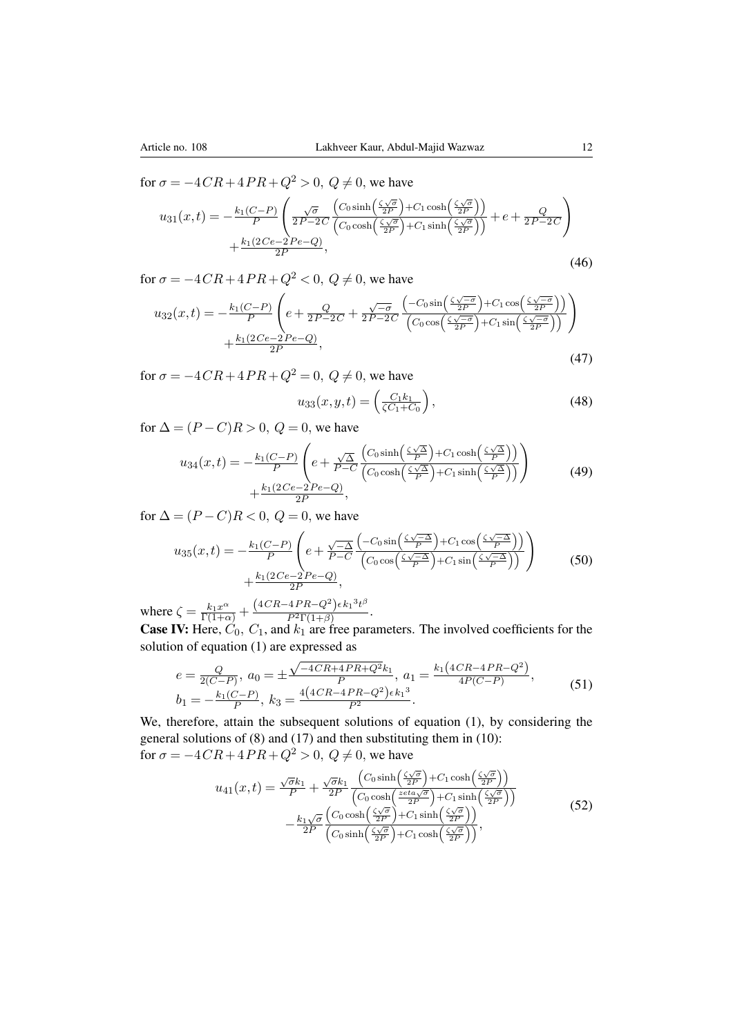for $\sigma = -4CR+4PR+Q^2 > 0,\ Q \neq 0$, we have

$$u_{31}(x,t) = -\frac{k_1(C-P)}{P}\left(\frac{\sqrt{\sigma}}{2P-2C}\frac{\left(C_0\sinh\left(\frac{\zeta\sqrt{\sigma}}{2P}\right)+C_1\cosh\left(\frac{\zeta\sqrt{\sigma}}{2P}\right)\right)}{\left(C_0\cosh\left(\frac{\zeta\sqrt{\sigma}}{2P}\right)+C_1\sinh\left(\frac{\zeta\sqrt{\sigma}}{2P}\right)\right)}+e+\frac{Q}{2P-2C}\right) \\ +\frac{k_1(2Ce-2Pe-Q)}{2P}, \tag{46}$$

for $\sigma = -4CR+4PR+Q^2 < 0,\ Q \neq 0$, we have

$$u_{32}(x,t) = -\frac{k_1(C-P)}{P}\left(e+\frac{Q}{2P-2C}+\frac{\sqrt{-\sigma}}{2P-2C}\frac{\left(-C_0\sin\left(\frac{\zeta\sqrt{-\sigma}}{2P}\right)+C_1\cos\left(\frac{\zeta\sqrt{-\sigma}}{2P}\right)\right)}{\left(C_0\cos\left(\frac{\zeta\sqrt{-\sigma}}{2P}\right)+C_1\sin\left(\frac{\zeta\sqrt{-\sigma}}{2P}\right)\right)}\right) \\ +\frac{k_1(2Ce-2Pe-Q)}{2P}, \tag{47}$$

for $\sigma = -4CR+4PR+Q^2 = 0,\ Q \neq 0$, we have

$$u_{33}(x,y,t) = \left(\frac{C_1 k_1}{\zeta C_1 + C_0}\right), \tag{48}$$

for $\Delta = (P-C)R > 0,\ Q = 0$, we have

$$u_{34}(x,t) = -\frac{k_1(C-P)}{P}\left(e+\frac{\sqrt{\Delta}}{P-C}\frac{\left(C_0\sinh\left(\frac{\zeta\sqrt{\Delta}}{P}\right)+C_1\cosh\left(\frac{\zeta\sqrt{\Delta}}{P}\right)\right)}{\left(C_0\cosh\left(\frac{\zeta\sqrt{\Delta}}{P}\right)+C_1\sinh\left(\frac{\zeta\sqrt{\Delta}}{P}\right)\right)}\right) \\ +\frac{k_1(2Ce-2Pe-Q)}{2P}, \tag{49}$$

for $\Delta = (P-C)R < 0,\ Q = 0$, we have

$$u_{35}(x,t) = -\frac{k_1(C-P)}{P}\left(e+\frac{\sqrt{-\Delta}}{P-C}\frac{\left(-C_0\sin\left(\frac{\zeta\sqrt{-\Delta}}{P}\right)+C_1\cos\left(\frac{\zeta\sqrt{-\Delta}}{P}\right)\right)}{\left(C_0\cos\left(\frac{\zeta\sqrt{-\Delta}}{P}\right)+C_1\sin\left(\frac{\zeta\sqrt{-\Delta}}{P}\right)\right)}\right) \\ +\frac{k_1(2Ce-2Pe-Q)}{2P}, \tag{50}$$

where $\zeta = \frac{k_1 x^{\alpha}}{\Gamma(1+\alpha)} + \frac{\left(4CR-4PR-Q^2\right)\epsilon k_1{}^3 t^{\beta}}{P^2\Gamma(1+\beta)}$.

**Case IV:** Here, $C_0$, $C_1$, and $k_1$ are free parameters. The involved coefficients for the solution of equation (1) are expressed as

$$e = \frac{Q}{2(C-P)},\ a_0 = \pm\frac{\sqrt{-4CR+4PR+Q^2}k_1}{P},\ a_1 = \frac{k_1\left(4CR-4PR-Q^2\right)}{4P(C-P)}, \\ b_1 = -\frac{k_1(C-P)}{P},\ k_3 = \frac{4\left(4CR-4PR-Q^2\right)\epsilon k_1{}^3}{P^2}. \tag{51}$$

We, therefore, attain the subsequent solutions of equation (1), by considering the general solutions of (8) and (17) and then substituting them in (10):
for $\sigma = -4CR+4PR+Q^2 > 0,\ Q \neq 0$, we have

$$u_{41}(x,t) = \frac{\sqrt{\sigma}k_1}{P} + \frac{\sqrt{\sigma}k_1}{2P}\frac{\left(C_0\sinh\left(\frac{\zeta\sqrt{\sigma}}{2P}\right)+C_1\cosh\left(\frac{\zeta\sqrt{\sigma}}{2P}\right)\right)}{\left(C_0\cosh\left(\frac{zeta\sqrt{\sigma}}{2P}\right)+C_1\sinh\left(\frac{\zeta\sqrt{\sigma}}{2P}\right)\right)} \\ -\frac{k_1\sqrt{\sigma}}{2P}\frac{\left(C_0\cosh\left(\frac{\zeta\sqrt{\sigma}}{2P}\right)+C_1\sinh\left(\frac{\zeta\sqrt{\sigma}}{2P}\right)\right)}{\left(C_0\sinh\left(\frac{\zeta\sqrt{\sigma}}{2P}\right)+C_1\cosh\left(\frac{\zeta\sqrt{\sigma}}{2P}\right)\right)}, \tag{52}$$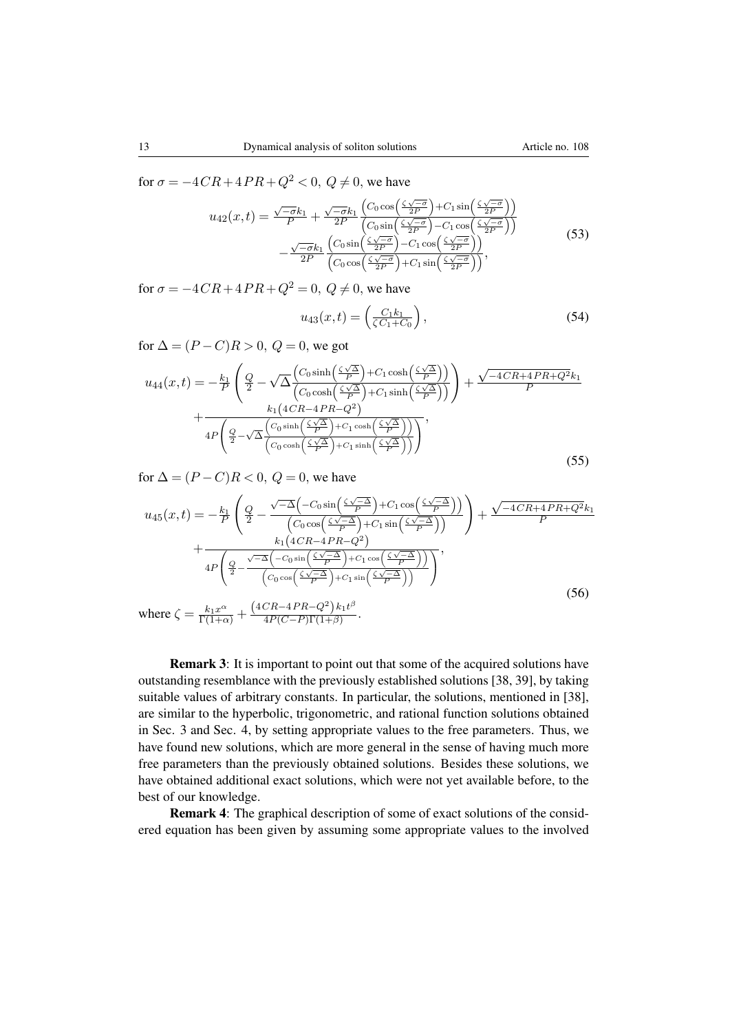for $\sigma = -4CR + 4PR + Q^2 < 0,\ Q \neq 0$, we have

$$u_{42}(x,t) = \frac{\sqrt{-\sigma}k_1}{P} + \frac{\sqrt{-\sigma}k_1}{2P}\frac{\left(C_0\cos\left(\frac{\zeta\sqrt{-\sigma}}{2P}\right)+C_1\sin\left(\frac{\zeta\sqrt{-\sigma}}{2P}\right)\right)}{\left(C_0\sin\left(\frac{\zeta\sqrt{-\sigma}}{2P}\right)-C_1\cos\left(\frac{\zeta\sqrt{-\sigma}}{2P}\right)\right)} - \frac{\sqrt{-\sigma}k_1}{2P}\frac{\left(C_0\sin\left(\frac{\zeta\sqrt{-\sigma}}{2P}\right)-C_1\cos\left(\frac{\zeta\sqrt{-\sigma}}{2P}\right)\right)}{\left(C_0\cos\left(\frac{\zeta\sqrt{-\sigma}}{2P}\right)+C_1\sin\left(\frac{\zeta\sqrt{-\sigma}}{2P}\right)\right)}, \tag{53}$$

for $\sigma = -4CR + 4PR + Q^2 = 0,\ Q \neq 0$, we have

$$u_{43}(x,t) = \left(\frac{C_1 k_1}{\zeta C_1 + C_0}\right), \tag{54}$$

for $\Delta = (P - C)R > 0,\ Q = 0$, we got

$$u_{44}(x,t) = -\frac{k_1}{P}\left(\frac{Q}{2} - \sqrt{\Delta}\frac{\left(C_0\sinh\left(\frac{\zeta\sqrt{\Delta}}{P}\right)+C_1\cosh\left(\frac{\zeta\sqrt{\Delta}}{P}\right)\right)}{\left(C_0\cosh\left(\frac{\zeta\sqrt{\Delta}}{P}\right)+C_1\sinh\left(\frac{\zeta\sqrt{\Delta}}{P}\right)\right)}\right) + \frac{\sqrt{-4CR+4PR+Q^2}k_1}{P} + \frac{k_1\left(4CR-4PR-Q^2\right)}{4P\left(\frac{Q}{2}-\sqrt{\Delta}\frac{\left(C_0\sinh\left(\frac{\zeta\sqrt{\Delta}}{P}\right)+C_1\cosh\left(\frac{\zeta\sqrt{\Delta}}{P}\right)\right)}{\left(C_0\cosh\left(\frac{\zeta\sqrt{\Delta}}{P}\right)+C_1\sinh\left(\frac{\zeta\sqrt{\Delta}}{P}\right)\right)}\right)}, \tag{55}$$

for $\Delta = (P - C)R < 0,\ Q = 0$, we have

$$u_{45}(x,t) = -\frac{k_1}{P}\left(\frac{Q}{2} - \frac{\sqrt{-\Delta}\left(-C_0\sin\left(\frac{\zeta\sqrt{-\Delta}}{P}\right)+C_1\cos\left(\frac{\zeta\sqrt{-\Delta}}{P}\right)\right)}{\left(C_0\cos\left(\frac{\zeta\sqrt{-\Delta}}{P}\right)+C_1\sin\left(\frac{\zeta\sqrt{-\Delta}}{P}\right)\right)}\right) + \frac{\sqrt{-4CR+4PR+Q^2}k_1}{P} + \frac{k_1\left(4CR-4PR-Q^2\right)}{4P\left(\frac{Q}{2}-\frac{\sqrt{-\Delta}\left(-C_0\sin\left(\frac{\zeta\sqrt{-\Delta}}{P}\right)+C_1\cos\left(\frac{\zeta\sqrt{-\Delta}}{P}\right)\right)}{\left(C_0\cos\left(\frac{\zeta\sqrt{-\Delta}}{P}\right)+C_1\sin\left(\frac{\zeta\sqrt{-\Delta}}{P}\right)\right)}\right)}, \tag{56}$$

where $\zeta = \frac{k_1 x^\alpha}{\Gamma(1+\alpha)} + \frac{\left(4CR-4PR-Q^2\right)k_1 t^\beta}{4P(C-P)\Gamma(1+\beta)}$.

**Remark 3**: It is important to point out that some of the acquired solutions have outstanding resemblance with the previously established solutions [38, 39], by taking suitable values of arbitrary constants. In particular, the solutions, mentioned in [38], are similar to the hyperbolic, trigonometric, and rational function solutions obtained in Sec. 3 and Sec. 4, by setting appropriate values to the free parameters. Thus, we have found new solutions, which are more general in the sense of having much more free parameters than the previously obtained solutions. Besides these solutions, we have obtained additional exact solutions, which were not yet available before, to the best of our knowledge.

**Remark 4**: The graphical description of some of exact solutions of the considered equation has been given by assuming some appropriate values to the involved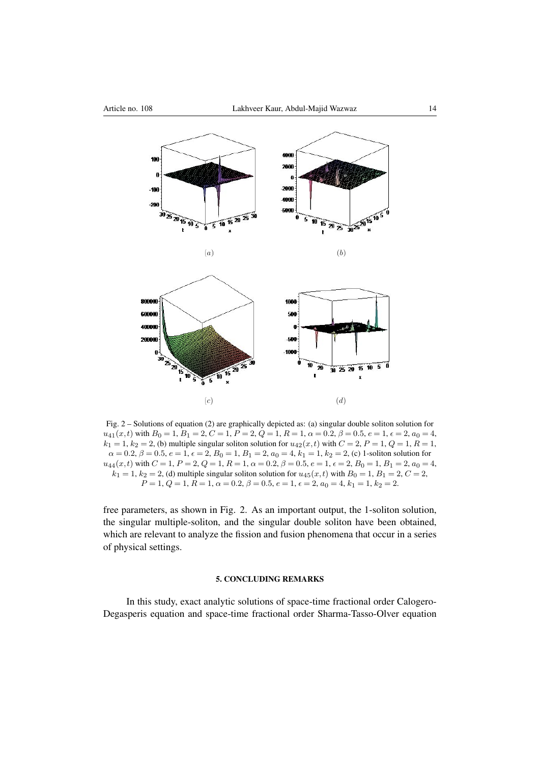(a)

(b)

(c)

(d)

Fig. 2 – Solutions of equation (2) are graphically depicted as: (a) singular double soliton solution for $u_{41}(x,t)$ with $B_0 = 1$, $B_1 = 2$, $C = 1$, $P = 2$, $Q = 1$, $R = 1$, $\alpha = 0.2$, $\beta = 0.5$, $e = 1$, $\epsilon = 2$, $a_0 = 4$, $k_1 = 1$, $k_2 = 2$, (b) multiple singular soliton solution for $u_{42}(x,t)$ with $C = 2$, $P = 1$, $Q = 1$, $R = 1$, $\alpha = 0.2$, $\beta = 0.5$, $e = 1$, $\epsilon = 2$, $B_0 = 1$, $B_1 = 2$, $a_0 = 4$, $k_1 = 1$, $k_2 = 2$, (c) 1-soliton solution for $u_{44}(x,t)$ with $C = 1$, $P = 2$, $Q = 1$, $R = 1$, $\alpha = 0.2$, $\beta = 0.5$, $e = 1$, $\epsilon = 2$, $B_0 = 1$, $B_1 = 2$, $a_0 = 4$, $k_1 = 1$, $k_2 = 2$, (d) multiple singular soliton solution for $u_{45}(x,t)$ with $B_0 = 1$, $B_1 = 2$, $C = 2$, $P = 1$, $Q = 1$, $R = 1$, $\alpha = 0.2$, $\beta = 0.5$, $e = 1$, $\epsilon = 2$, $a_0 = 4$, $k_1 = 1$, $k_2 = 2$.

free parameters, as shown in Fig. 2. As an important output, the 1-soliton solution, the singular multiple-soliton, and the singular double soliton have been obtained, which are relevant to analyze the fission and fusion phenomena that occur in a series of physical settings.

## 5. CONCLUDING REMARKS

In this study, exact analytic solutions of space-time fractional order Calogero-Degasperis equation and space-time fractional order Sharma-Tasso-Olver equation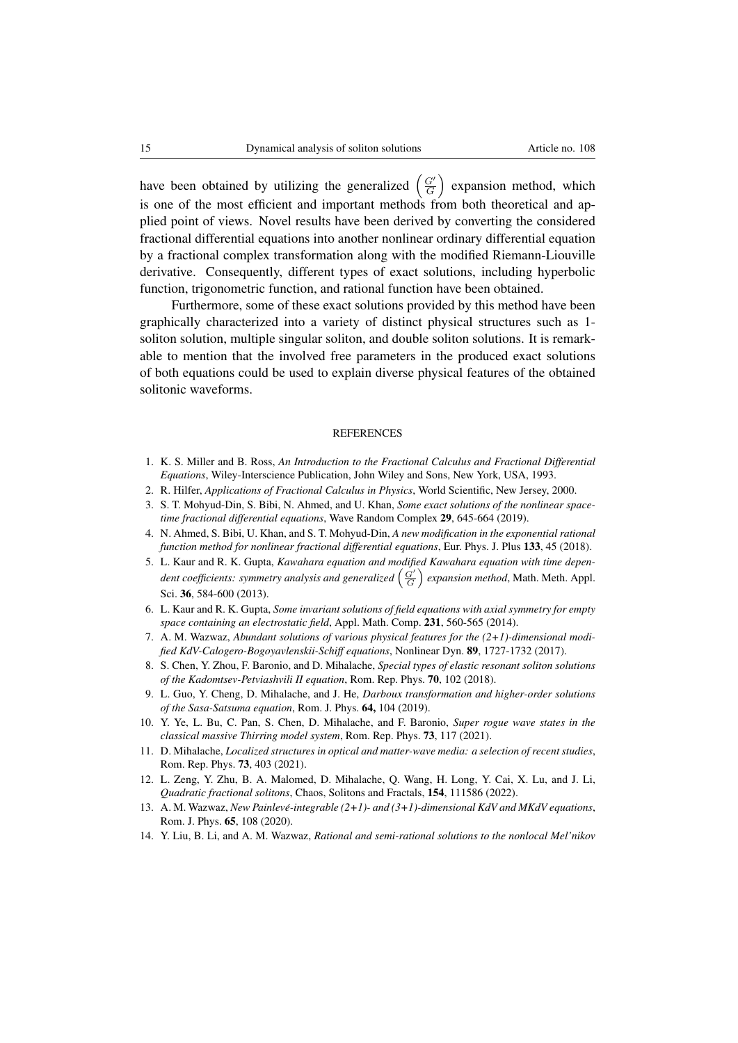have been obtained by utilizing the generalized $\left(\frac{G'}{G}\right)$ expansion method, which is one of the most efficient and important methods from both theoretical and applied point of views. Novel results have been derived by converting the considered fractional differential equations into another nonlinear ordinary differential equation by a fractional complex transformation along with the modified Riemann-Liouville derivative. Consequently, different types of exact solutions, including hyperbolic function, trigonometric function, and rational function have been obtained.

Furthermore, some of these exact solutions provided by this method have been graphically characterized into a variety of distinct physical structures such as 1-soliton solution, multiple singular soliton, and double soliton solutions. It is remarkable to mention that the involved free parameters in the produced exact solutions of both equations could be used to explain diverse physical features of the obtained solitonic waveforms.

## REFERENCES

1. K. S. Miller and B. Ross, *An Introduction to the Fractional Calculus and Fractional Differential Equations*, Wiley-Interscience Publication, John Wiley and Sons, New York, USA, 1993.
2. R. Hilfer, *Applications of Fractional Calculus in Physics*, World Scientific, New Jersey, 2000.
3. S. T. Mohyud-Din, S. Bibi, N. Ahmed, and U. Khan, *Some exact solutions of the nonlinear space-time fractional differential equations*, Wave Random Complex **29**, 645-664 (2019).
4. N. Ahmed, S. Bibi, U. Khan, and S. T. Mohyud-Din, *A new modification in the exponential rational function method for nonlinear fractional differential equations*, Eur. Phys. J. Plus **133**, 45 (2018).
5. L. Kaur and R. K. Gupta, *Kawahara equation and modified Kawahara equation with time dependent coefficients: symmetry analysis and generalized $\left(\frac{G'}{G}\right)$ expansion method*, Math. Meth. Appl. Sci. **36**, 584-600 (2013).
6. L. Kaur and R. K. Gupta, *Some invariant solutions of field equations with axial symmetry for empty space containing an electrostatic field*, Appl. Math. Comp. **231**, 560-565 (2014).
7. A. M. Wazwaz, *Abundant solutions of various physical features for the (2+1)-dimensional modified KdV-Calogero-Bogoyavlenskii-Schiff equations*, Nonlinear Dyn. **89**, 1727-1732 (2017).
8. S. Chen, Y. Zhou, F. Baronio, and D. Mihalache, *Special types of elastic resonant soliton solutions of the Kadomtsev-Petviashvili II equation*, Rom. Rep. Phys. **70**, 102 (2018).
9. L. Guo, Y. Cheng, D. Mihalache, and J. He, *Darboux transformation and higher-order solutions of the Sasa-Satsuma equation*, Rom. J. Phys. **64,** 104 (2019).
10. Y. Ye, L. Bu, C. Pan, S. Chen, D. Mihalache, and F. Baronio, *Super rogue wave states in the classical massive Thirring model system*, Rom. Rep. Phys. **73**, 117 (2021).
11. D. Mihalache, *Localized structures in optical and matter-wave media: a selection of recent studies*, Rom. Rep. Phys. **73**, 403 (2021).
12. L. Zeng, Y. Zhu, B. A. Malomed, D. Mihalache, Q. Wang, H. Long, Y. Cai, X. Lu, and J. Li, *Quadratic fractional solitons*, Chaos, Solitons and Fractals, **154**, 111586 (2022).
13. A. M. Wazwaz, *New Painlevé-integrable (2+1)- and (3+1)-dimensional KdV and MKdV equations*, Rom. J. Phys. **65**, 108 (2020).
14. Y. Liu, B. Li, and A. M. Wazwaz, *Rational and semi-rational solutions to the nonlocal Mel'nikov*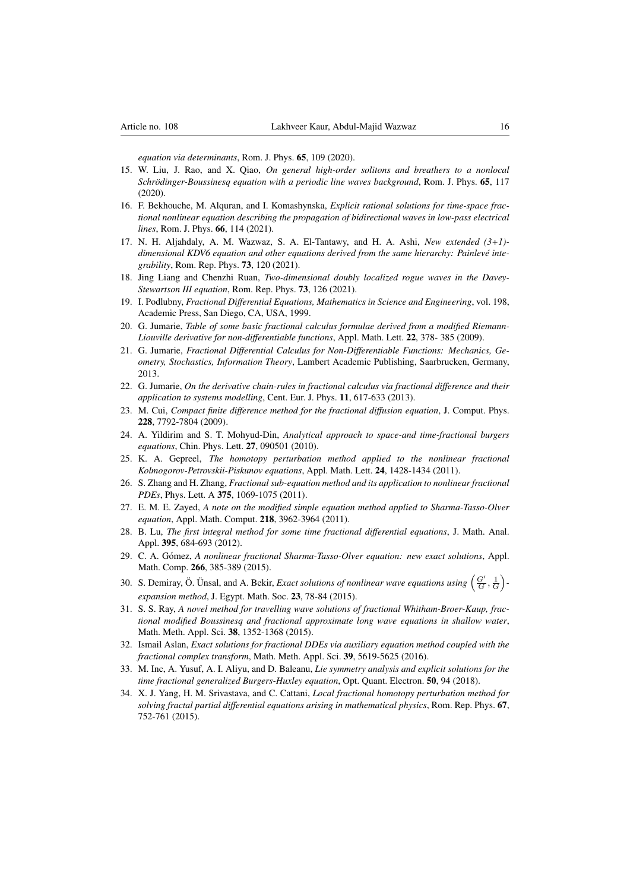*equation via determinants*, Rom. J. Phys. **65**, 109 (2020).

15. W. Liu, J. Rao, and X. Qiao, *On general high-order solitons and breathers to a nonlocal Schrödinger-Boussinesq equation with a periodic line waves background*, Rom. J. Phys. **65**, 117 (2020).
16. F. Bekhouche, M. Alquran, and I. Komashynska, *Explicit rational solutions for time-space fractional nonlinear equation describing the propagation of bidirectional waves in low-pass electrical lines*, Rom. J. Phys. **66**, 114 (2021).
17. N. H. Aljahdaly, A. M. Wazwaz, S. A. El-Tantawy, and H. A. Ashi, *New extended (3+1)-dimensional KDV6 equation and other equations derived from the same hierarchy: Painlevé integrability*, Rom. Rep. Phys. **73**, 120 (2021).
18. Jing Liang and Chenzhi Ruan, *Two-dimensional doubly localized rogue waves in the Davey-Stewartson III equation*, Rom. Rep. Phys. **73**, 126 (2021).
19. I. Podlubny, *Fractional Differential Equations, Mathematics in Science and Engineering*, vol. 198, Academic Press, San Diego, CA, USA, 1999.
20. G. Jumarie, *Table of some basic fractional calculus formulae derived from a modified Riemann-Liouville derivative for non-differentiable functions*, Appl. Math. Lett. **22**, 378- 385 (2009).
21. G. Jumarie, *Fractional Differential Calculus for Non-Differentiable Functions: Mechanics, Geometry, Stochastics, Information Theory*, Lambert Academic Publishing, Saarbrucken, Germany, 2013.
22. G. Jumarie, *On the derivative chain-rules in fractional calculus via fractional difference and their application to systems modelling*, Cent. Eur. J. Phys. **11**, 617-633 (2013).
23. M. Cui, *Compact finite difference method for the fractional diffusion equation*, J. Comput. Phys. **228**, 7792-7804 (2009).
24. A. Yildirim and S. T. Mohyud-Din, *Analytical approach to space-and time-fractional burgers equations*, Chin. Phys. Lett. **27**, 090501 (2010).
25. K. A. Gepreel, *The homotopy perturbation method applied to the nonlinear fractional Kolmogorov-Petrovskii-Piskunov equations*, Appl. Math. Lett. **24**, 1428-1434 (2011).
26. S. Zhang and H. Zhang, *Fractional sub-equation method and its application to nonlinear fractional PDEs*, Phys. Lett. A **375**, 1069-1075 (2011).
27. E. M. E. Zayed, *A note on the modified simple equation method applied to Sharma-Tasso-Olver equation*, Appl. Math. Comput. **218**, 3962-3964 (2011).
28. B. Lu, *The first integral method for some time fractional differential equations*, J. Math. Anal. Appl. **395**, 684-693 (2012).
29. C. A. Gómez, *A nonlinear fractional Sharma-Tasso-Olver equation: new exact solutions*, Appl. Math. Comp. **266**, 385-389 (2015).
30. S. Demiray, Ö. Ünsal, and A. Bekir, *Exact solutions of nonlinear wave equations using $\left(\frac{G'}{G}, \frac{1}{G}\right)$-expansion method*, J. Egypt. Math. Soc. **23**, 78-84 (2015).
31. S. S. Ray, *A novel method for travelling wave solutions of fractional Whitham-Broer-Kaup, fractional modified Boussinesq and fractional approximate long wave equations in shallow water*, Math. Meth. Appl. Sci. **38**, 1352-1368 (2015).
32. Ismail Aslan, *Exact solutions for fractional DDEs via auxiliary equation method coupled with the fractional complex transform*, Math. Meth. Appl. Sci. **39**, 5619-5625 (2016).
33. M. Inc, A. Yusuf, A. I. Aliyu, and D. Baleanu, *Lie symmetry analysis and explicit solutions for the time fractional generalized Burgers-Huxley equation*, Opt. Quant. Electron. **50**, 94 (2018).
34. X. J. Yang, H. M. Srivastava, and C. Cattani, *Local fractional homotopy perturbation method for solving fractal partial differential equations arising in mathematical physics*, Rom. Rep. Phys. **67**, 752-761 (2015).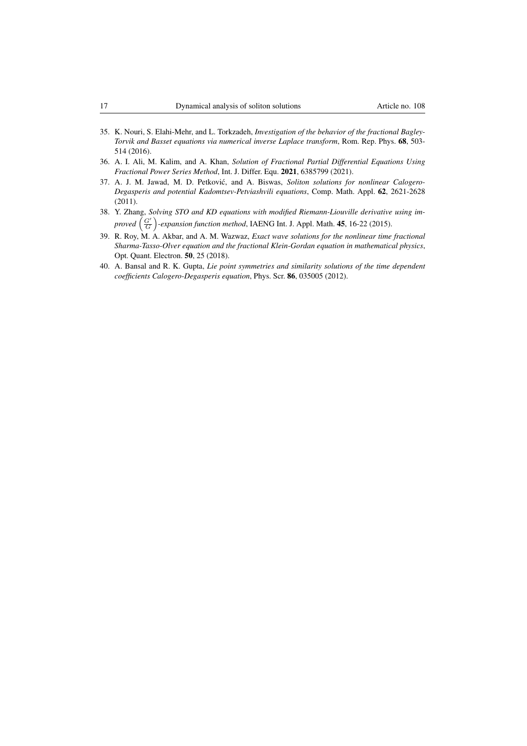35. K. Nouri, S. Elahi-Mehr, and L. Torkzadeh, *Investigation of the behavior of the fractional Bagley-Torvik and Basset equations via numerical inverse Laplace transform*, Rom. Rep. Phys. **68**, 503-514 (2016).
36. A. I. Ali, M. Kalim, and A. Khan, *Solution of Fractional Partial Differential Equations Using Fractional Power Series Method*, Int. J. Differ. Equ. **2021**, 6385799 (2021).
37. A. J. M. Jawad, M. D. Petković, and A. Biswas, *Soliton solutions for nonlinear Calogero-Degasperis and potential Kadomtsev-Petviashvili equations*, Comp. Math. Appl. **62**, 2621-2628 (2011).
38. Y. Zhang, *Solving STO and KD equations with modified Riemann-Liouville derivative using improved $\left(\frac{G'}{G}\right)$-expansion function method*, IAENG Int. J. Appl. Math. **45**, 16-22 (2015).
39. R. Roy, M. A. Akbar, and A. M. Wazwaz, *Exact wave solutions for the nonlinear time fractional Sharma-Tasso-Olver equation and the fractional Klein-Gordan equation in mathematical physics*, Opt. Quant. Electron. **50**, 25 (2018).
40. A. Bansal and R. K. Gupta, *Lie point symmetries and similarity solutions of the time dependent coefficients Calogero-Degasperis equation*, Phys. Scr. **86**, 035005 (2012).